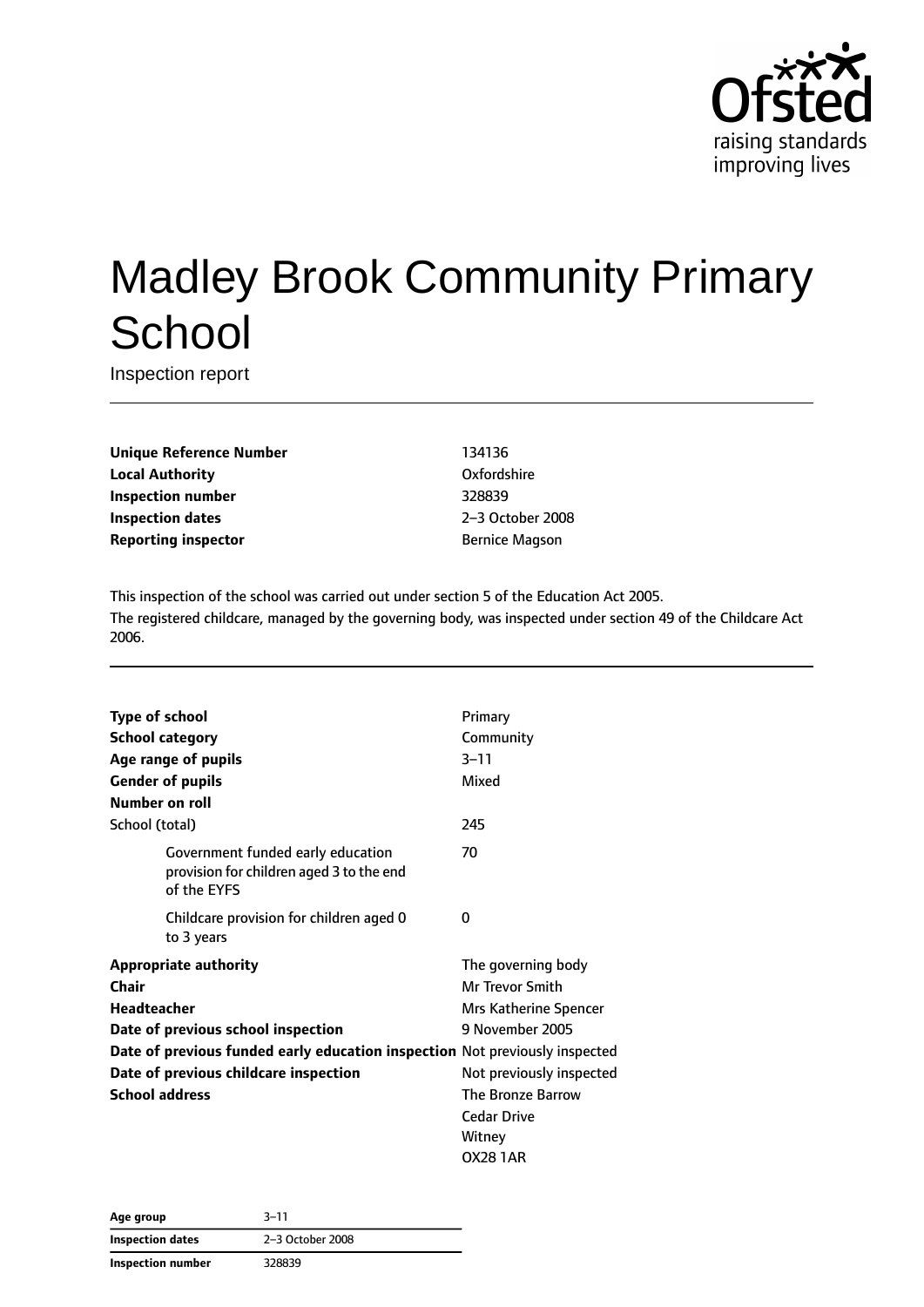# Madley Brook Community Primary School

Inspection report

| | |
|---|---|
| **Unique Reference Number** | 134136 |
| **Local Authority** | Oxfordshire |
| **Inspection number** | 328839 |
| **Inspection dates** | 2–3 October 2008 |
| **Reporting inspector** | Bernice Magson |

This inspection of the school was carried out under section 5 of the Education Act 2005.
The registered childcare, managed by the governing body, was inspected under section 49 of the Childcare Act 2006.

| | |
|---|---|
| **Type of school** | Primary |
| **School category** | Community |
| **Age range of pupils** | 3–11 |
| **Gender of pupils** | Mixed |
| **Number on roll** | |
| School (total) | 245 |
| Government funded early education provision for children aged 3 to the end of the EYFS | 70 |
| Childcare provision for children aged 0 to 3 years | 0 |
| **Appropriate authority** | The governing body |
| **Chair** | Mr Trevor Smith |
| **Headteacher** | Mrs Katherine Spencer |
| **Date of previous school inspection** | 9 November 2005 |
| **Date of previous funded early education inspection** | Not previously inspected |
| **Date of previous childcare inspection** | Not previously inspected |
| **School address** | The Bronze Barrow<br>Cedar Drive<br>Witney<br>OX28 1AR |

| | |
|---|---|
| **Age group** | 3–11 |
| **Inspection dates** | 2–3 October 2008 |
| **Inspection number** | 328839 |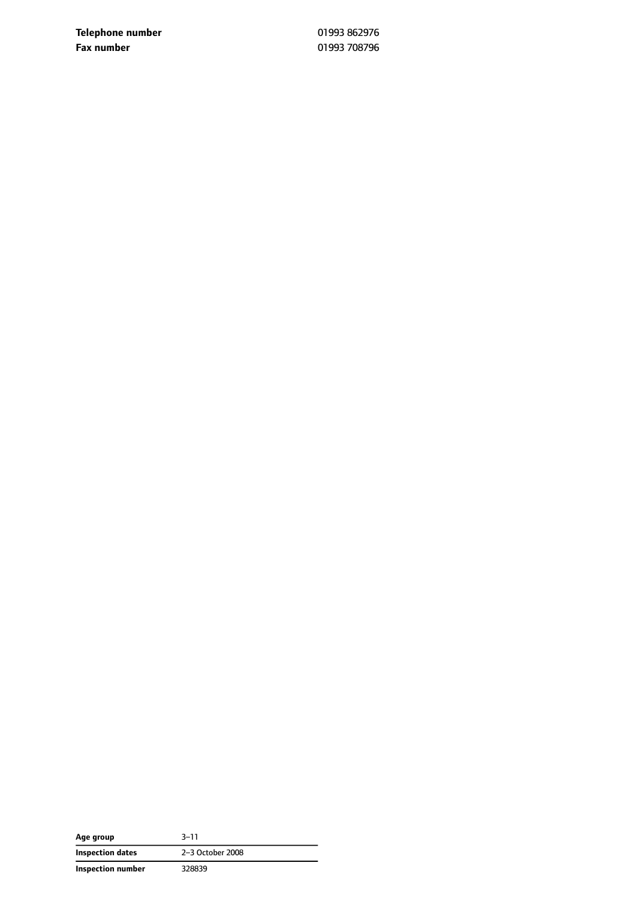| | |
|---|---|
| **Telephone number** | 01993 862976 |
| **Fax number** | 01993 708796 |

| | |
|---|---|
| **Age group** | 3–11 |
| **Inspection dates** | 2–3 October 2008 |
| **Inspection number** | 328839 |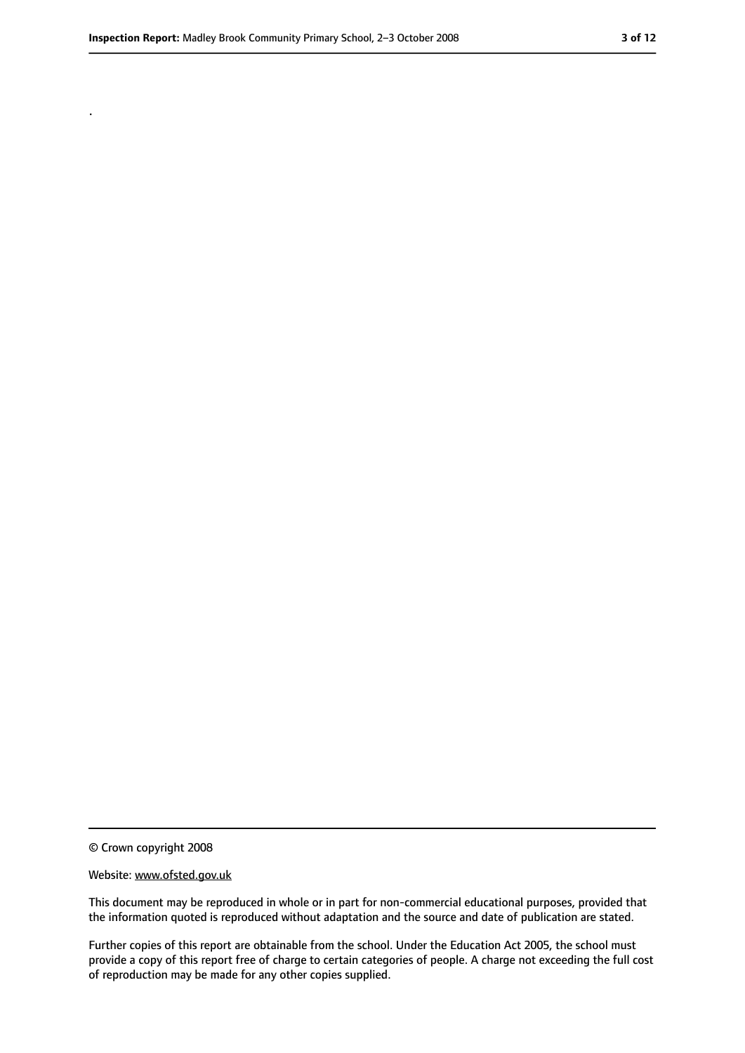.

© Crown copyright 2008

Website: www.ofsted.gov.uk

This document may be reproduced in whole or in part for non-commercial educational purposes, provided that the information quoted is reproduced without adaptation and the source and date of publication are stated.

Further copies of this report are obtainable from the school. Under the Education Act 2005, the school must provide a copy of this report free of charge to certain categories of people. A charge not exceeding the full cost of reproduction may be made for any other copies supplied.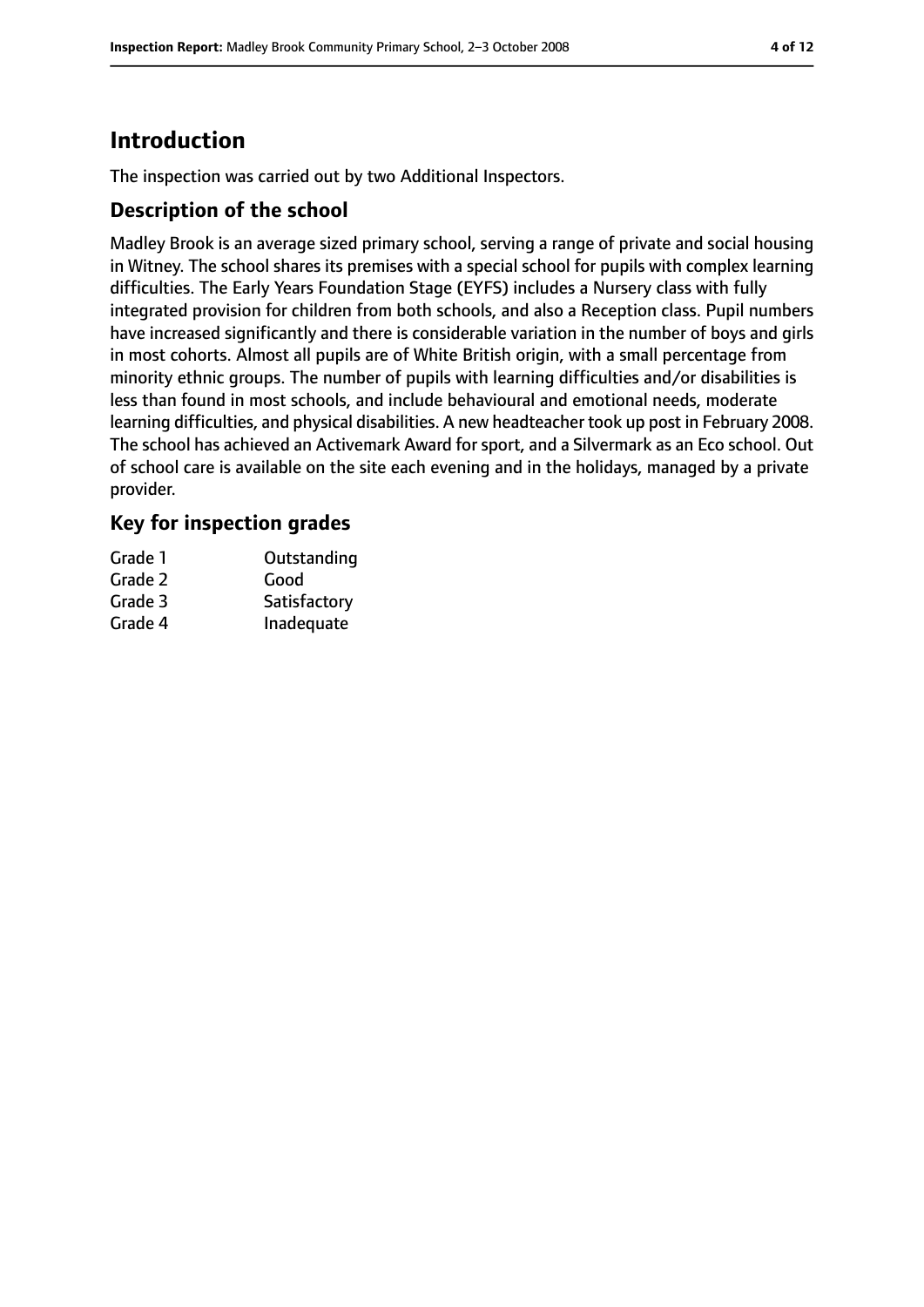# Introduction

The inspection was carried out by two Additional Inspectors.

## Description of the school

Madley Brook is an average sized primary school, serving a range of private and social housing in Witney. The school shares its premises with a special school for pupils with complex learning difficulties. The Early Years Foundation Stage (EYFS) includes a Nursery class with fully integrated provision for children from both schools, and also a Reception class. Pupil numbers have increased significantly and there is considerable variation in the number of boys and girls in most cohorts. Almost all pupils are of White British origin, with a small percentage from minority ethnic groups. The number of pupils with learning difficulties and/or disabilities is less than found in most schools, and include behavioural and emotional needs, moderate learning difficulties, and physical disabilities. A new headteacher took up post in February 2008. The school has achieved an Activemark Award for sport, and a Silvermark as an Eco school. Out of school care is available on the site each evening and in the holidays, managed by a private provider.

## Key for inspection grades

| | |
|---|---|
| Grade 1 | Outstanding |
| Grade 2 | Good |
| Grade 3 | Satisfactory |
| Grade 4 | Inadequate |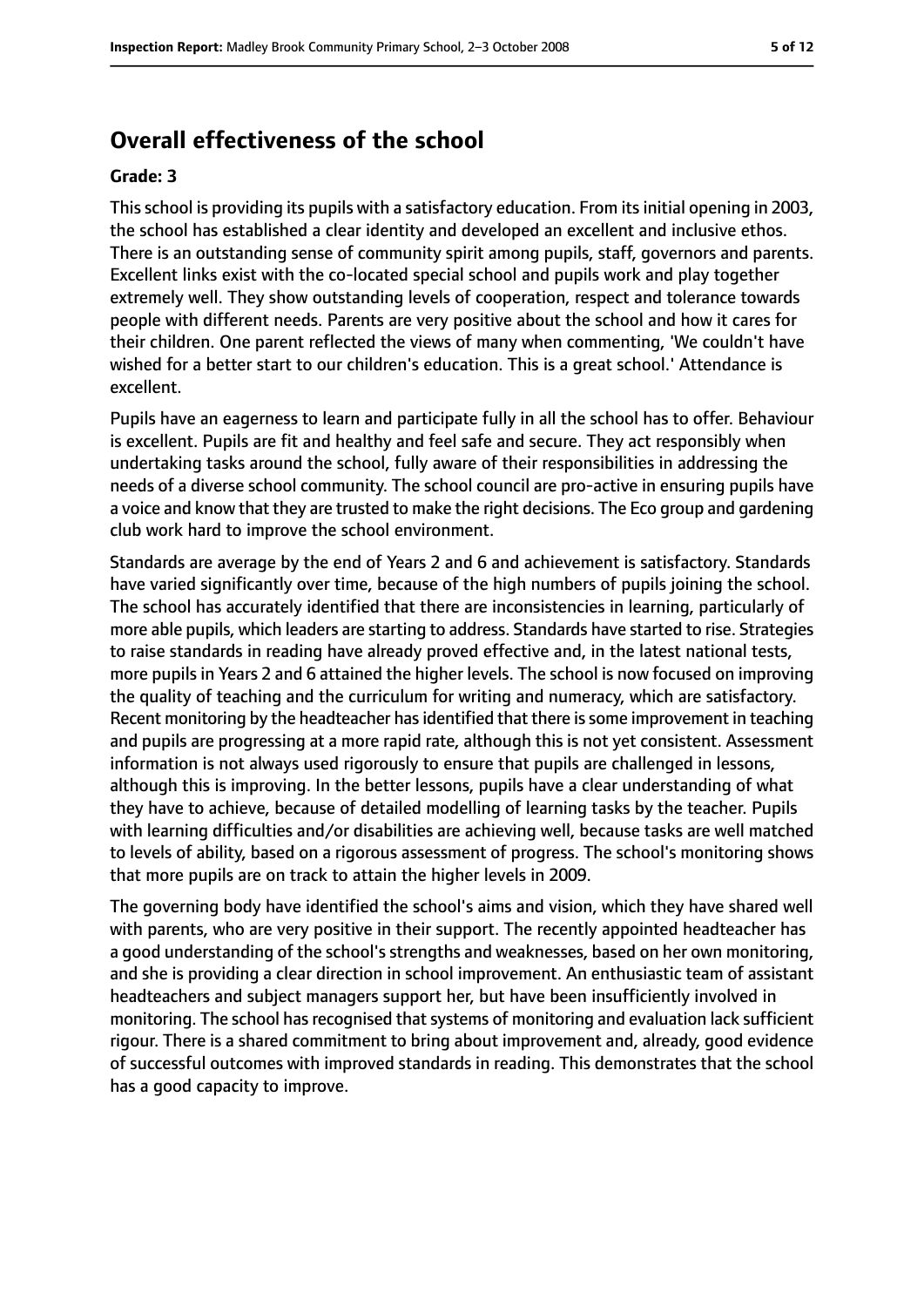## Overall effectiveness of the school

**Grade: 3**

This school is providing its pupils with a satisfactory education. From its initial opening in 2003, the school has established a clear identity and developed an excellent and inclusive ethos. There is an outstanding sense of community spirit among pupils, staff, governors and parents. Excellent links exist with the co-located special school and pupils work and play together extremely well. They show outstanding levels of cooperation, respect and tolerance towards people with different needs. Parents are very positive about the school and how it cares for their children. One parent reflected the views of many when commenting, 'We couldn't have wished for a better start to our children's education. This is a great school.' Attendance is excellent.

Pupils have an eagerness to learn and participate fully in all the school has to offer. Behaviour is excellent. Pupils are fit and healthy and feel safe and secure. They act responsibly when undertaking tasks around the school, fully aware of their responsibilities in addressing the needs of a diverse school community. The school council are pro-active in ensuring pupils have a voice and know that they are trusted to make the right decisions. The Eco group and gardening club work hard to improve the school environment.

Standards are average by the end of Years 2 and 6 and achievement is satisfactory. Standards have varied significantly over time, because of the high numbers of pupils joining the school. The school has accurately identified that there are inconsistencies in learning, particularly of more able pupils, which leaders are starting to address. Standards have started to rise. Strategies to raise standards in reading have already proved effective and, in the latest national tests, more pupils in Years 2 and 6 attained the higher levels. The school is now focused on improving the quality of teaching and the curriculum for writing and numeracy, which are satisfactory. Recent monitoring by the headteacher has identified that there is some improvement in teaching and pupils are progressing at a more rapid rate, although this is not yet consistent. Assessment information is not always used rigorously to ensure that pupils are challenged in lessons, although this is improving. In the better lessons, pupils have a clear understanding of what they have to achieve, because of detailed modelling of learning tasks by the teacher. Pupils with learning difficulties and/or disabilities are achieving well, because tasks are well matched to levels of ability, based on a rigorous assessment of progress. The school's monitoring shows that more pupils are on track to attain the higher levels in 2009.

The governing body have identified the school's aims and vision, which they have shared well with parents, who are very positive in their support. The recently appointed headteacher has a good understanding of the school's strengths and weaknesses, based on her own monitoring, and she is providing a clear direction in school improvement. An enthusiastic team of assistant headteachers and subject managers support her, but have been insufficiently involved in monitoring. The school has recognised that systems of monitoring and evaluation lack sufficient rigour. There is a shared commitment to bring about improvement and, already, good evidence of successful outcomes with improved standards in reading. This demonstrates that the school has a good capacity to improve.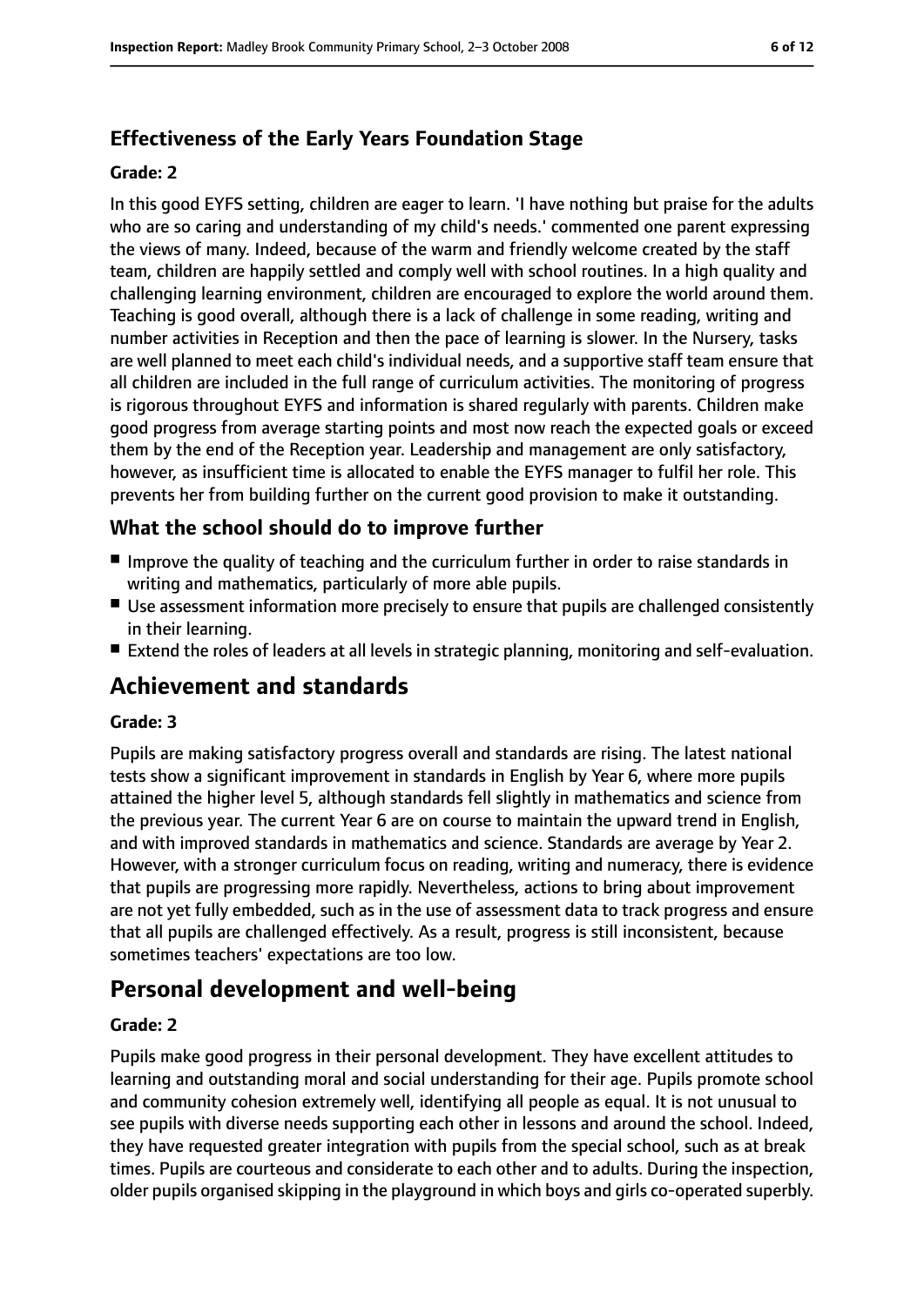### Effectiveness of the Early Years Foundation Stage

#### Grade: 2

In this good EYFS setting, children are eager to learn. 'I have nothing but praise for the adults who are so caring and understanding of my child's needs.' commented one parent expressing the views of many. Indeed, because of the warm and friendly welcome created by the staff team, children are happily settled and comply well with school routines. In a high quality and challenging learning environment, children are encouraged to explore the world around them. Teaching is good overall, although there is a lack of challenge in some reading, writing and number activities in Reception and then the pace of learning is slower. In the Nursery, tasks are well planned to meet each child's individual needs, and a supportive staff team ensure that all children are included in the full range of curriculum activities. The monitoring of progress is rigorous throughout EYFS and information is shared regularly with parents. Children make good progress from average starting points and most now reach the expected goals or exceed them by the end of the Reception year. Leadership and management are only satisfactory, however, as insufficient time is allocated to enable the EYFS manager to fulfil her role. This prevents her from building further on the current good provision to make it outstanding.

### What the school should do to improve further

- Improve the quality of teaching and the curriculum further in order to raise standards in writing and mathematics, particularly of more able pupils.
- Use assessment information more precisely to ensure that pupils are challenged consistently in their learning.
- Extend the roles of leaders at all levels in strategic planning, monitoring and self-evaluation.

## Achievement and standards

#### Grade: 3

Pupils are making satisfactory progress overall and standards are rising. The latest national tests show a significant improvement in standards in English by Year 6, where more pupils attained the higher level 5, although standards fell slightly in mathematics and science from the previous year. The current Year 6 are on course to maintain the upward trend in English, and with improved standards in mathematics and science. Standards are average by Year 2. However, with a stronger curriculum focus on reading, writing and numeracy, there is evidence that pupils are progressing more rapidly. Nevertheless, actions to bring about improvement are not yet fully embedded, such as in the use of assessment data to track progress and ensure that all pupils are challenged effectively. As a result, progress is still inconsistent, because sometimes teachers' expectations are too low.

## Personal development and well-being

#### Grade: 2

Pupils make good progress in their personal development. They have excellent attitudes to learning and outstanding moral and social understanding for their age. Pupils promote school and community cohesion extremely well, identifying all people as equal. It is not unusual to see pupils with diverse needs supporting each other in lessons and around the school. Indeed, they have requested greater integration with pupils from the special school, such as at break times. Pupils are courteous and considerate to each other and to adults. During the inspection, older pupils organised skipping in the playground in which boys and girls co-operated superbly.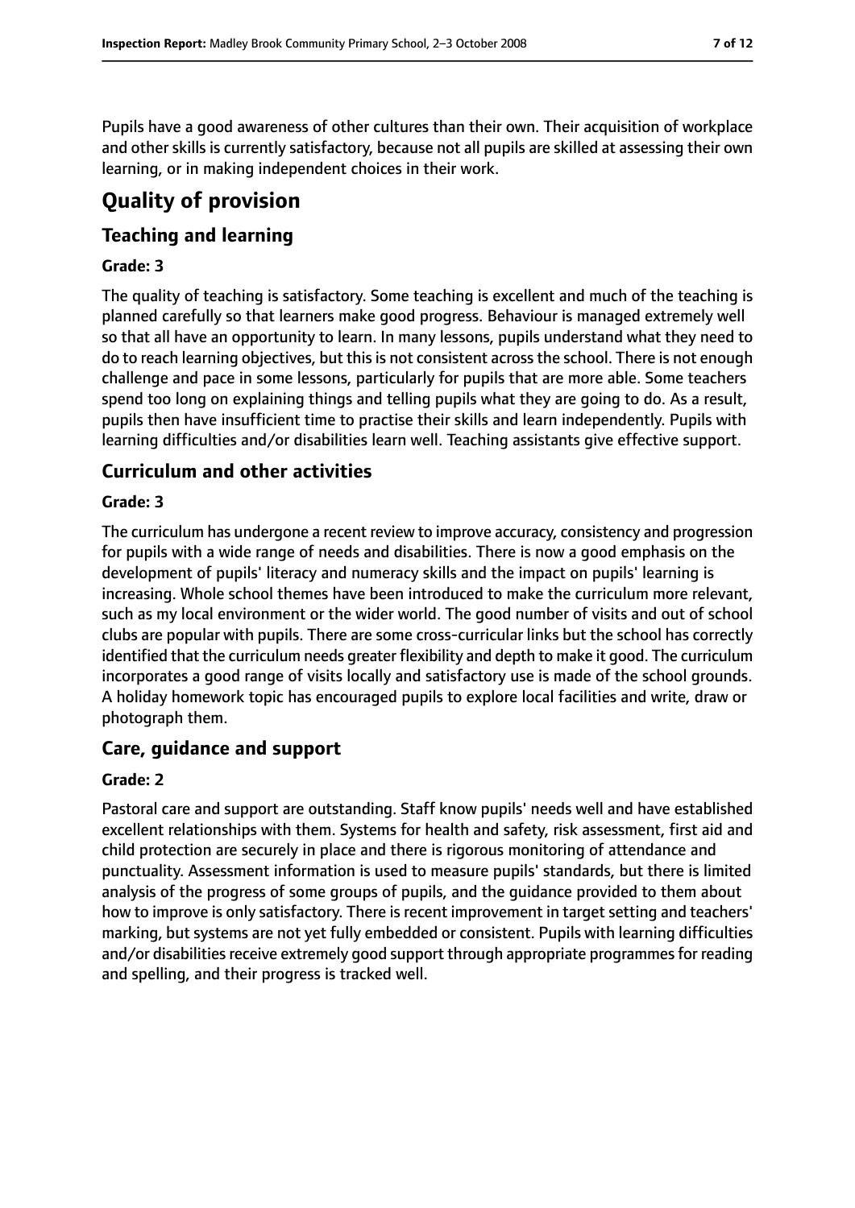Pupils have a good awareness of other cultures than their own. Their acquisition of workplace and other skills is currently satisfactory, because not all pupils are skilled at assessing their own learning, or in making independent choices in their work.

# Quality of provision

## Teaching and learning

**Grade: 3**

The quality of teaching is satisfactory. Some teaching is excellent and much of the teaching is planned carefully so that learners make good progress. Behaviour is managed extremely well so that all have an opportunity to learn. In many lessons, pupils understand what they need to do to reach learning objectives, but this is not consistent across the school. There is not enough challenge and pace in some lessons, particularly for pupils that are more able. Some teachers spend too long on explaining things and telling pupils what they are going to do. As a result, pupils then have insufficient time to practise their skills and learn independently. Pupils with learning difficulties and/or disabilities learn well. Teaching assistants give effective support.

## Curriculum and other activities

**Grade: 3**

The curriculum has undergone a recent review to improve accuracy, consistency and progression for pupils with a wide range of needs and disabilities. There is now a good emphasis on the development of pupils' literacy and numeracy skills and the impact on pupils' learning is increasing. Whole school themes have been introduced to make the curriculum more relevant, such as my local environment or the wider world. The good number of visits and out of school clubs are popular with pupils. There are some cross-curricular links but the school has correctly identified that the curriculum needs greater flexibility and depth to make it good. The curriculum incorporates a good range of visits locally and satisfactory use is made of the school grounds. A holiday homework topic has encouraged pupils to explore local facilities and write, draw or photograph them.

## Care, guidance and support

**Grade: 2**

Pastoral care and support are outstanding. Staff know pupils' needs well and have established excellent relationships with them. Systems for health and safety, risk assessment, first aid and child protection are securely in place and there is rigorous monitoring of attendance and punctuality. Assessment information is used to measure pupils' standards, but there is limited analysis of the progress of some groups of pupils, and the guidance provided to them about how to improve is only satisfactory. There is recent improvement in target setting and teachers' marking, but systems are not yet fully embedded or consistent. Pupils with learning difficulties and/or disabilities receive extremely good support through appropriate programmes for reading and spelling, and their progress is tracked well.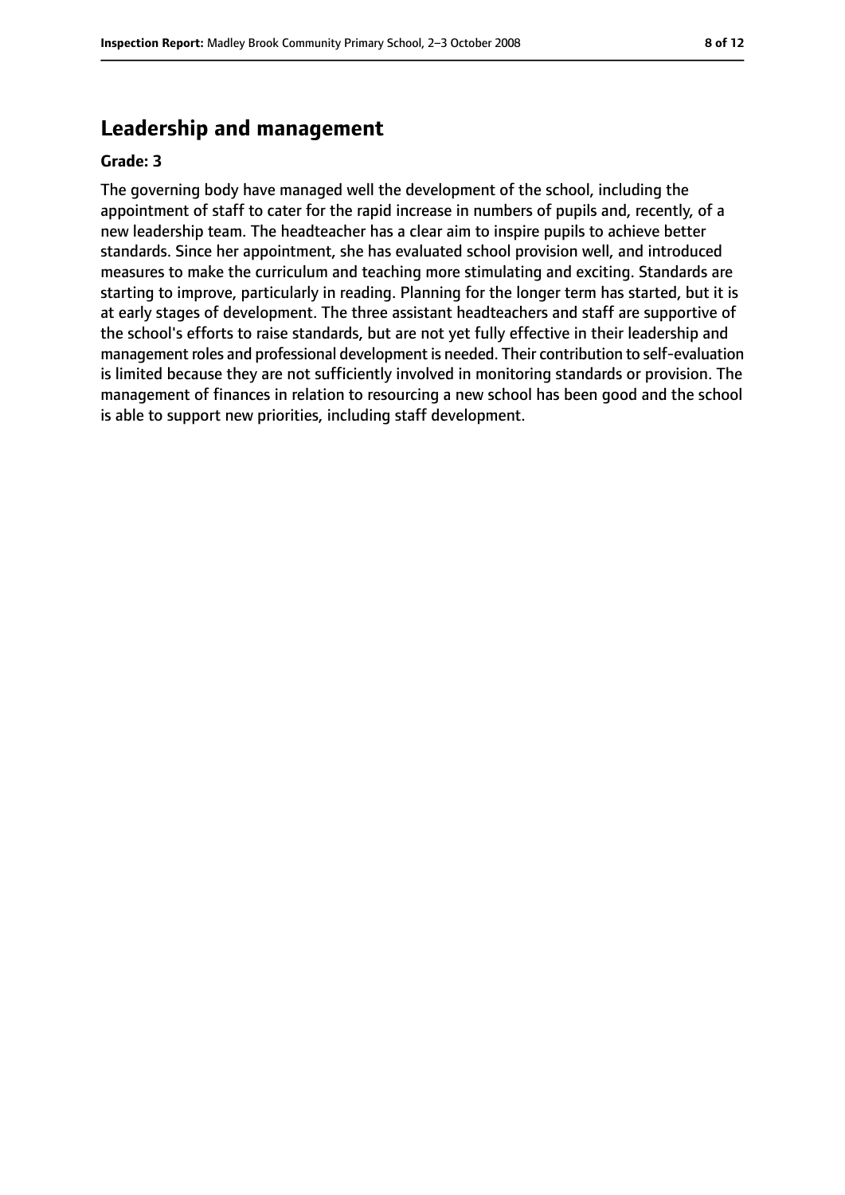## Leadership and management

**Grade: 3**

The governing body have managed well the development of the school, including the appointment of staff to cater for the rapid increase in numbers of pupils and, recently, of a new leadership team. The headteacher has a clear aim to inspire pupils to achieve better standards. Since her appointment, she has evaluated school provision well, and introduced measures to make the curriculum and teaching more stimulating and exciting. Standards are starting to improve, particularly in reading. Planning for the longer term has started, but it is at early stages of development. The three assistant headteachers and staff are supportive of the school's efforts to raise standards, but are not yet fully effective in their leadership and management roles and professional development is needed. Their contribution to self-evaluation is limited because they are not sufficiently involved in monitoring standards or provision. The management of finances in relation to resourcing a new school has been good and the school is able to support new priorities, including staff development.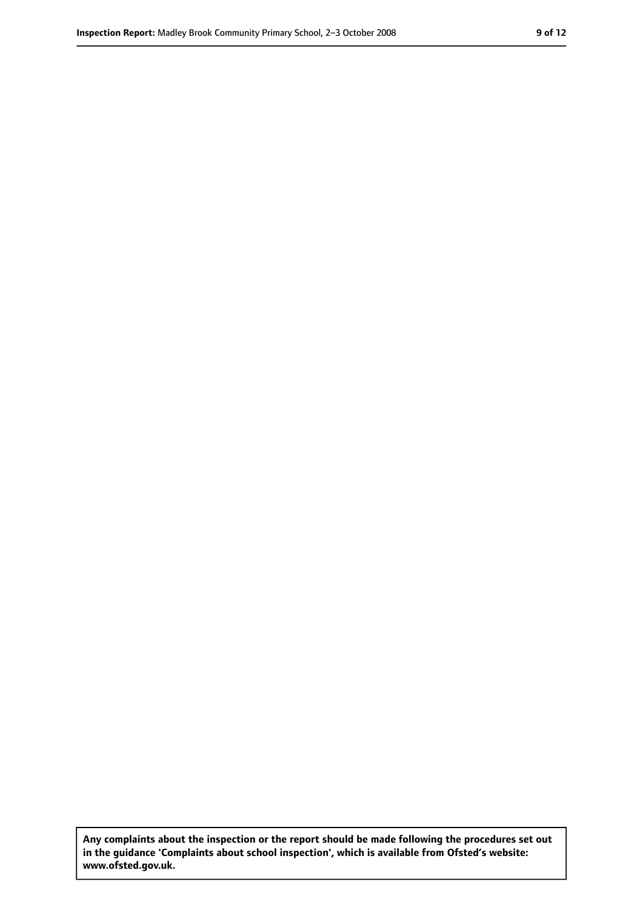**Any complaints about the inspection or the report should be made following the procedures set out in the guidance 'Complaints about school inspection', which is available from Ofsted's website: www.ofsted.gov.uk.**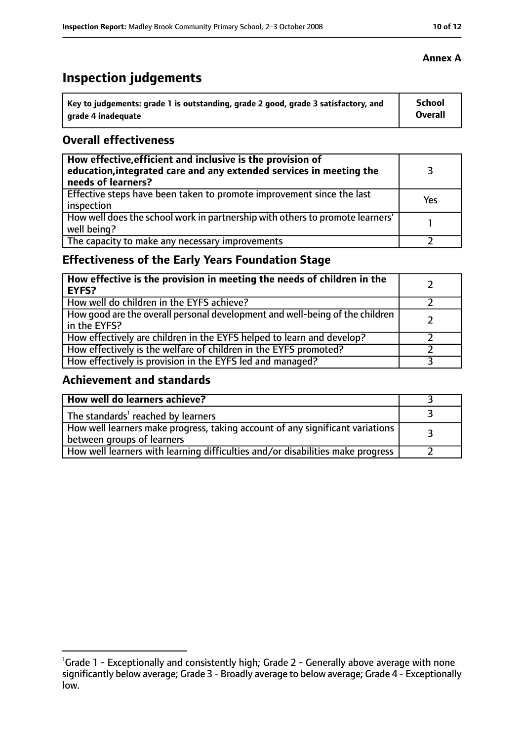**Annex A**

# Inspection judgements

| Key to judgements: grade 1 is outstanding, grade 2 good, grade 3 satisfactory, and grade 4 inadequate | School Overall |
|---|---|

## Overall effectiveness

| | |
|---|---|
| **How effective, efficient and inclusive is the provision of education, integrated care and any extended services in meeting the needs of learners?** | 3 |
| Effective steps have been taken to promote improvement since the last inspection | Yes |
| How well does the school work in partnership with others to promote learners' well being? | 1 |
| The capacity to make any necessary improvements | 2 |

## Effectiveness of the Early Years Foundation Stage

| | |
|---|---|
| **How effective is the provision in meeting the needs of children in the EYFS?** | 2 |
| How well do children in the EYFS achieve? | 2 |
| How good are the overall personal development and well-being of the children in the EYFS? | 2 |
| How effectively are children in the EYFS helped to learn and develop? | 2 |
| How effectively is the welfare of children in the EYFS promoted? | 2 |
| How effectively is provision in the EYFS led and managed? | 3 |

## Achievement and standards

| | |
|---|---|
| **How well do learners achieve?** | 3 |
| The standards[1] reached by learners | 3 |
| How well learners make progress, taking account of any significant variations between groups of learners | 3 |
| How well learners with learning difficulties and/or disabilities make progress | 2 |

[1]Grade 1 - Exceptionally and consistently high; Grade 2 - Generally above average with none significantly below average; Grade 3 - Broadly average to below average; Grade 4 - Exceptionally low.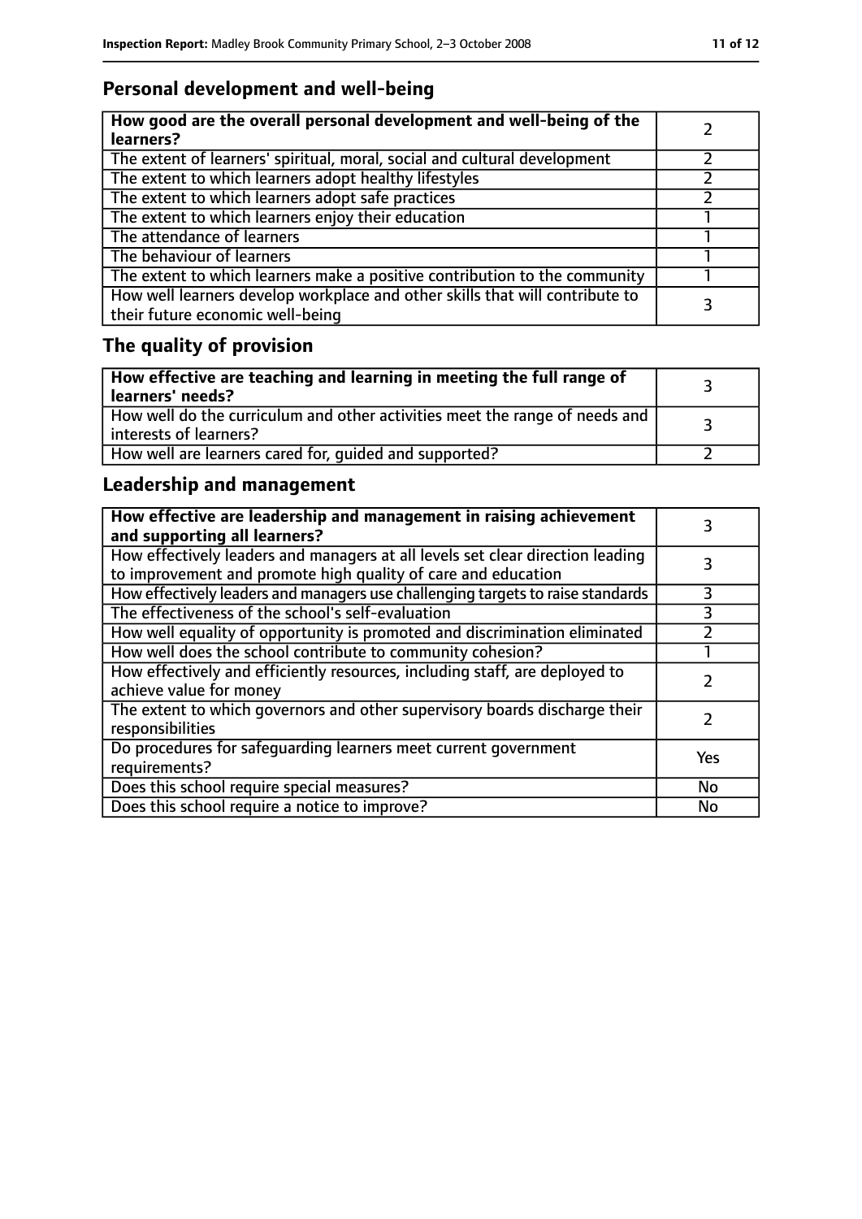## Personal development and well-being

| How good are the overall personal development and well-being of the learners? | 2 |
| --- | --- |
| The extent of learners' spiritual, moral, social and cultural development | 2 |
| The extent to which learners adopt healthy lifestyles | 2 |
| The extent to which learners adopt safe practices | 2 |
| The extent to which learners enjoy their education | 1 |
| The attendance of learners | 1 |
| The behaviour of learners | 1 |
| The extent to which learners make a positive contribution to the community | 1 |
| How well learners develop workplace and other skills that will contribute to their future economic well-being | 3 |

## The quality of provision

| How effective are teaching and learning in meeting the full range of learners' needs? | 3 |
| --- | --- |
| How well do the curriculum and other activities meet the range of needs and interests of learners? | 3 |
| How well are learners cared for, guided and supported? | 2 |

## Leadership and management

| How effective are leadership and management in raising achievement and supporting all learners? | 3 |
| --- | --- |
| How effectively leaders and managers at all levels set clear direction leading to improvement and promote high quality of care and education | 3 |
| How effectively leaders and managers use challenging targets to raise standards | 3 |
| The effectiveness of the school's self-evaluation | 3 |
| How well equality of opportunity is promoted and discrimination eliminated | 2 |
| How well does the school contribute to community cohesion? | 1 |
| How effectively and efficiently resources, including staff, are deployed to achieve value for money | 2 |
| The extent to which governors and other supervisory boards discharge their responsibilities | 2 |
| Do procedures for safeguarding learners meet current government requirements? | Yes |
| Does this school require special measures? | No |
| Does this school require a notice to improve? | No |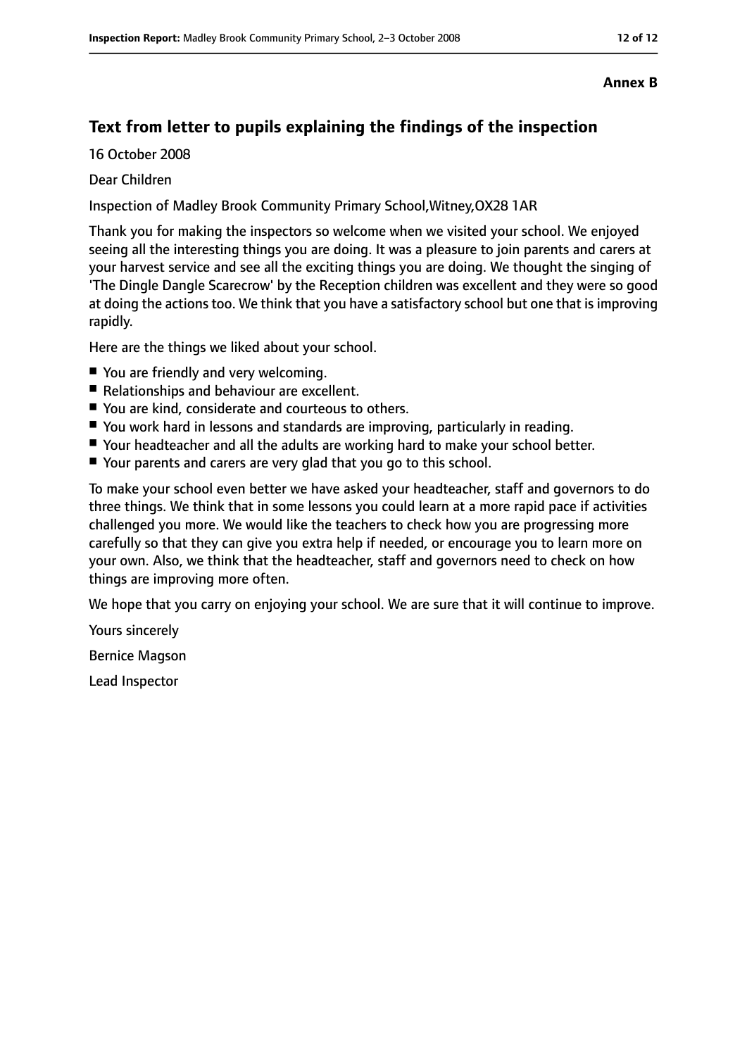**Annex B**

## Text from letter to pupils explaining the findings of the inspection

16 October 2008

Dear Children

Inspection of Madley Brook Community Primary School,Witney,OX28 1AR

Thank you for making the inspectors so welcome when we visited your school. We enjoyed seeing all the interesting things you are doing. It was a pleasure to join parents and carers at your harvest service and see all the exciting things you are doing. We thought the singing of 'The Dingle Dangle Scarecrow' by the Reception children was excellent and they were so good at doing the actions too. We think that you have a satisfactory school but one that is improving rapidly.

Here are the things we liked about your school.

- You are friendly and very welcoming.
- Relationships and behaviour are excellent.
- You are kind, considerate and courteous to others.
- You work hard in lessons and standards are improving, particularly in reading.
- Your headteacher and all the adults are working hard to make your school better.
- Your parents and carers are very glad that you go to this school.

To make your school even better we have asked your headteacher, staff and governors to do three things. We think that in some lessons you could learn at a more rapid pace if activities challenged you more. We would like the teachers to check how you are progressing more carefully so that they can give you extra help if needed, or encourage you to learn more on your own. Also, we think that the headteacher, staff and governors need to check on how things are improving more often.

We hope that you carry on enjoying your school. We are sure that it will continue to improve.

Yours sincerely

Bernice Magson

Lead Inspector